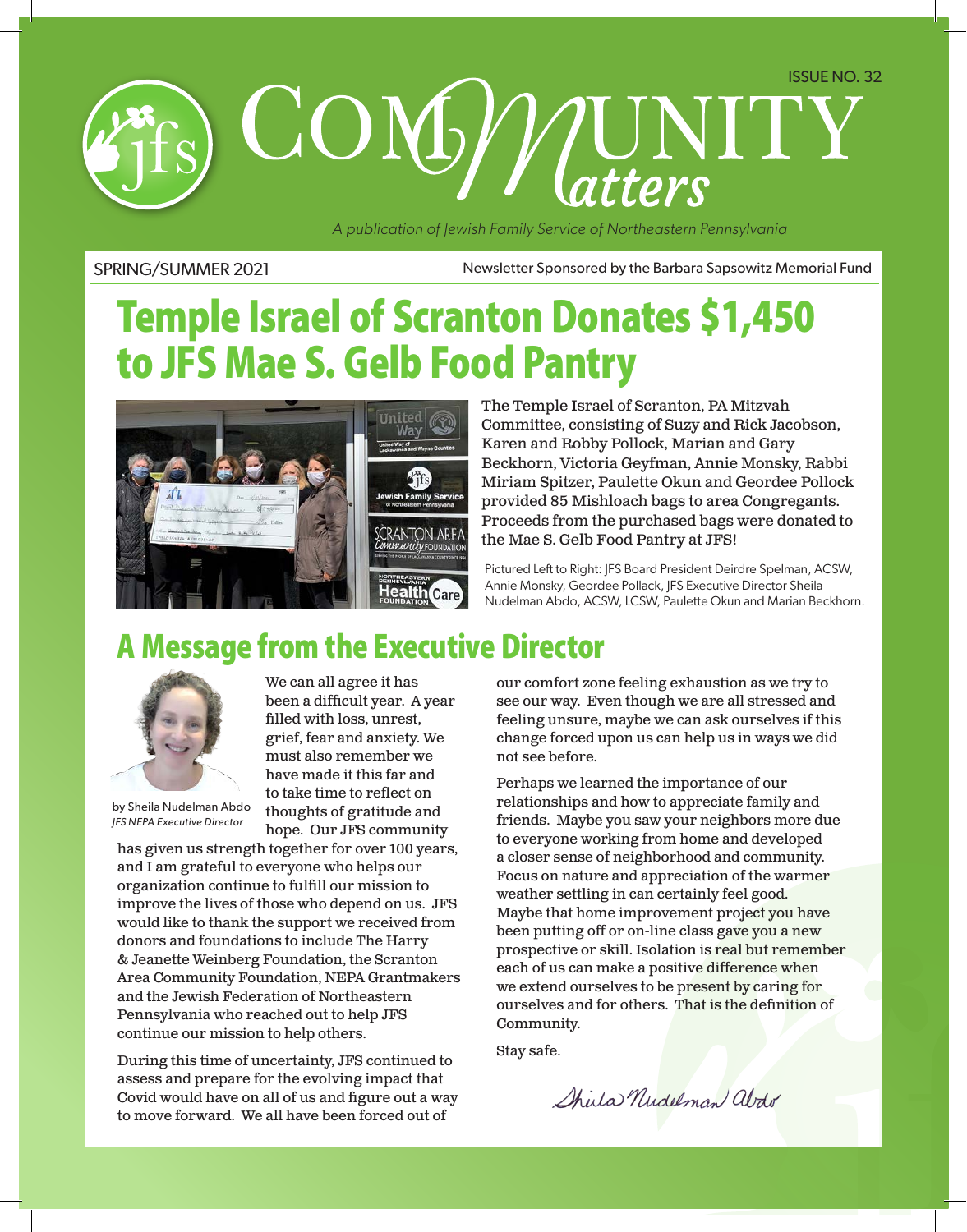ISSUE NO. 32

# COMMUNITY Matters

*A publication of Jewish Family Service of Northeastern Pennsylvania*

SPRING/SUMMER 2021

Newsletter Sponsored by the Barbara Sapsowitz Memorial Fund

# Temple Israel of Scranton Donates $1,450 to JFS Mae S. Gelb Food Pantry

The Temple Israel of Scranton, PA Mitzvah Committee, consisting of Suzy and Rick Jacobson, Karen and Robby Pollock, Marian and Gary Beckhorn, Victoria Geyfman, Annie Monsky, Rabbi Miriam Spitzer, Paulette Okun and Geordee Pollock provided 85 Mishloach bags to area Congregants. Proceeds from the purchased bags were donated to the Mae S. Gelb Food Pantry at JFS!

Pictured Left to Right: JFS Board President Deirdre Spelman, ACSW, Annie Monsky, Geordee Pollack, JFS Executive Director Sheila Nudelman Abdo, ACSW, LCSW, Paulette Okun and Marian Beckhorn.

## A Message from the Executive Director

by Sheila Nudelman Abdo
*JFS NEPA Executive Director*

We can all agree it has been a difficult year. A year filled with loss, unrest, grief, fear and anxiety. We must also remember we have made it this far and to take time to reflect on thoughts of gratitude and hope. Our JFS community has given us strength together for over 100 years, and I am grateful to everyone who helps our organization continue to fulfill our mission to improve the lives of those who depend on us. JFS would like to thank the support we received from donors and foundations to include The Harry & Jeanette Weinberg Foundation, the Scranton Area Community Foundation, NEPA Grantmakers and the Jewish Federation of Northeastern Pennsylvania who reached out to help JFS continue our mission to help others.

During this time of uncertainty, JFS continued to assess and prepare for the evolving impact that Covid would have on all of us and figure out a way to move forward. We all have been forced out of our comfort zone feeling exhaustion as we try to see our way. Even though we are all stressed and feeling unsure, maybe we can ask ourselves if this change forced upon us can help us in ways we did not see before.

Perhaps we learned the importance of our relationships and how to appreciate family and friends. Maybe you saw your neighbors more due to everyone working from home and developed a closer sense of neighborhood and community. Focus on nature and appreciation of the warmer weather settling in can certainly feel good. Maybe that home improvement project you have been putting off or on-line class gave you a new prospective or skill. Isolation is real but remember each of us can make a positive difference when we extend ourselves to be present by caring for ourselves and for others. That is the definition of Community.

Stay safe.

*Sheila Nudelman Abdo*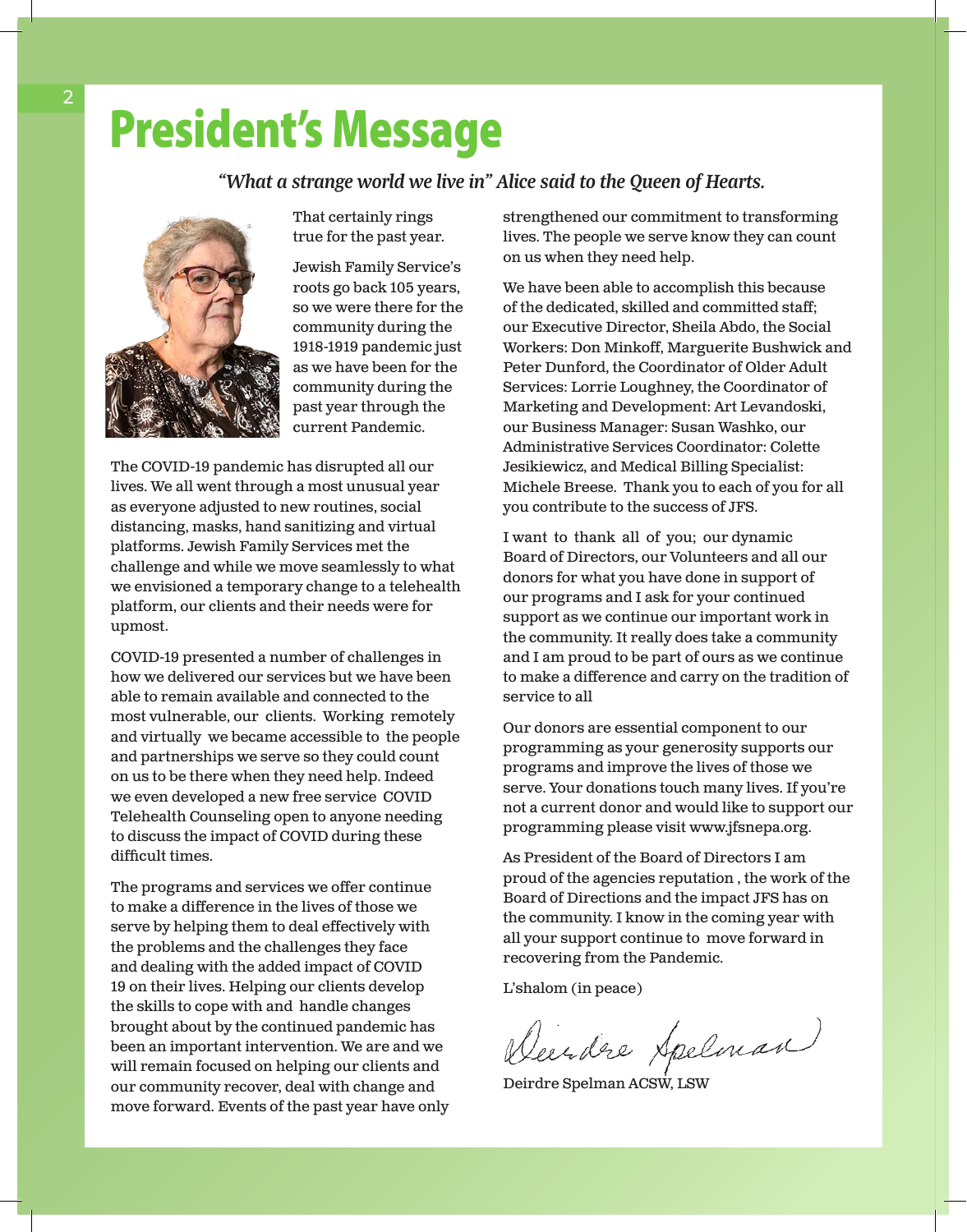# President's Message

*"What a strange world we live in" Alice said to the Queen of Hearts.*

That certainly rings true for the past year.

Jewish Family Service's roots go back 105 years, so we were there for the community during the 1918-1919 pandemic just as we have been for the community during the past year through the current Pandemic.

The COVID-19 pandemic has disrupted all our lives. We all went through a most unusual year as everyone adjusted to new routines, social distancing, masks, hand sanitizing and virtual platforms. Jewish Family Services met the challenge and while we move seamlessly to what we envisioned a temporary change to a telehealth platform, our clients and their needs were for upmost.

COVID-19 presented a number of challenges in how we delivered our services but we have been able to remain available and connected to the most vulnerable, our clients. Working remotely and virtually we became accessible to the people and partnerships we serve so they could count on us to be there when they need help. Indeed we even developed a new free service COVID Telehealth Counseling open to anyone needing to discuss the impact of COVID during these difficult times.

The programs and services we offer continue to make a difference in the lives of those we serve by helping them to deal effectively with the problems and the challenges they face and dealing with the added impact of COVID 19 on their lives. Helping our clients develop the skills to cope with and handle changes brought about by the continued pandemic has been an important intervention. We are and we will remain focused on helping our clients and our community recover, deal with change and move forward. Events of the past year have only strengthened our commitment to transforming lives. The people we serve know they can count on us when they need help.

We have been able to accomplish this because of the dedicated, skilled and committed staff; our Executive Director, Sheila Abdo, the Social Workers: Don Minkoff, Marguerite Bushwick and Peter Dunford, the Coordinator of Older Adult Services: Lorrie Loughney, the Coordinator of Marketing and Development: Art Levandoski, our Business Manager: Susan Washko, our Administrative Services Coordinator: Colette Jesikiewicz, and Medical Billing Specialist: Michele Breese. Thank you to each of you for all you contribute to the success of JFS.

I want to thank all of you; our dynamic Board of Directors, our Volunteers and all our donors for what you have done in support of our programs and I ask for your continued support as we continue our important work in the community. It really does take a community and I am proud to be part of ours as we continue to make a difference and carry on the tradition of service to all

Our donors are essential component to our programming as your generosity supports our programs and improve the lives of those we serve. Your donations touch many lives. If you're not a current donor and would like to support our programming please visit www.jfsnepa.org.

As President of the Board of Directors I am proud of the agencies reputation , the work of the Board of Directions and the impact JFS has on the community. I know in the coming year with all your support continue to move forward in recovering from the Pandemic.

L'shalom (in peace)

Deirdre Spelman

Deirdre Spelman ACSW, LSW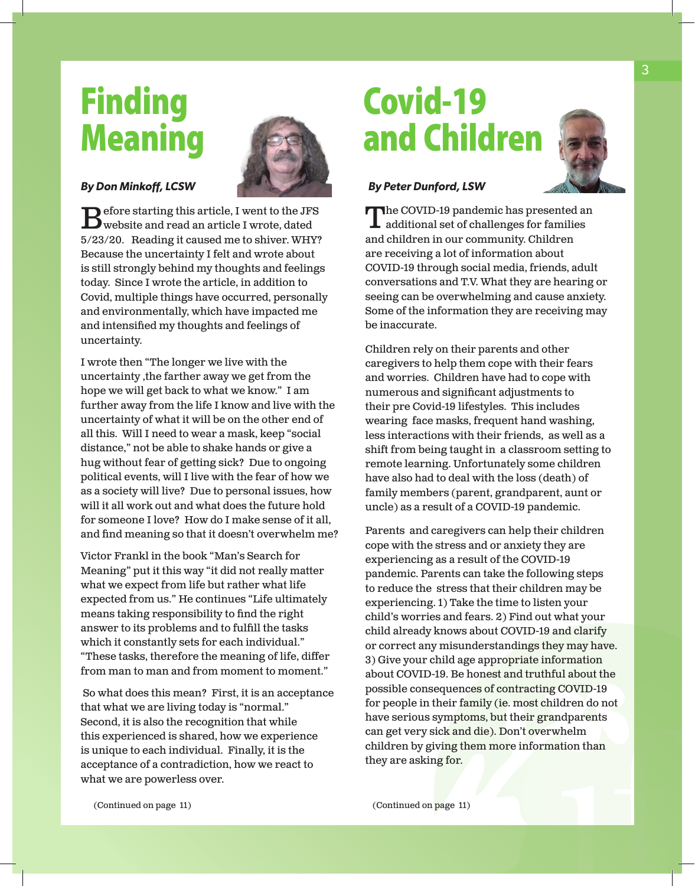# Finding Meaning

*By Don Minkoff, LCSW*

Before starting this article, I went to the JFS website and read an article I wrote, dated 5/23/20. Reading it caused me to shiver. WHY? Because the uncertainty I felt and wrote about is still strongly behind my thoughts and feelings today. Since I wrote the article, in addition to Covid, multiple things have occurred, personally and environmentally, which have impacted me and intensified my thoughts and feelings of uncertainty.

I wrote then "The longer we live with the uncertainty ,the farther away we get from the hope we will get back to what we know." I am further away from the life I know and live with the uncertainty of what it will be on the other end of all this. Will I need to wear a mask, keep "social distance," not be able to shake hands or give a hug without fear of getting sick? Due to ongoing political events, will I live with the fear of how we as a society will live? Due to personal issues, how will it all work out and what does the future hold for someone I love? How do I make sense of it all, and find meaning so that it doesn't overwhelm me?

Victor Frankl in the book "Man's Search for Meaning" put it this way "it did not really matter what we expect from life but rather what life expected from us." He continues "Life ultimately means taking responsibility to find the right answer to its problems and to fulfill the tasks which it constantly sets for each individual." "These tasks, therefore the meaning of life, differ from man to man and from moment to moment."

So what does this mean? First, it is an acceptance that what we are living today is "normal." Second, it is also the recognition that while this experienced is shared, how we experience is unique to each individual. Finally, it is the acceptance of a contradiction, how we react to what we are powerless over.

(Continued on page 11)

# Covid-19 and Children

*By Peter Dunford, LSW*

The COVID-19 pandemic has presented an additional set of challenges for families and children in our community. Children are receiving a lot of information about COVID-19 through social media, friends, adult conversations and T.V. What they are hearing or seeing can be overwhelming and cause anxiety. Some of the information they are receiving may be inaccurate.

Children rely on their parents and other caregivers to help them cope with their fears and worries. Children have had to cope with numerous and significant adjustments to their pre Covid-19 lifestyles. This includes wearing face masks, frequent hand washing, less interactions with their friends, as well as a shift from being taught in a classroom setting to remote learning. Unfortunately some children have also had to deal with the loss (death) of family members (parent, grandparent, aunt or uncle) as a result of a COVID-19 pandemic.

Parents and caregivers can help their children cope with the stress and or anxiety they are experiencing as a result of the COVID-19 pandemic. Parents can take the following steps to reduce the stress that their children may be experiencing. 1) Take the time to listen your child's worries and fears. 2) Find out what your child already knows about COVID-19 and clarify or correct any misunderstandings they may have. 3) Give your child age appropriate information about COVID-19. Be honest and truthful about the possible consequences of contracting COVID-19 for people in their family (ie. most children do not have serious symptoms, but their grandparents can get very sick and die). Don't overwhelm children by giving them more information than they are asking for.

(Continued on page 11)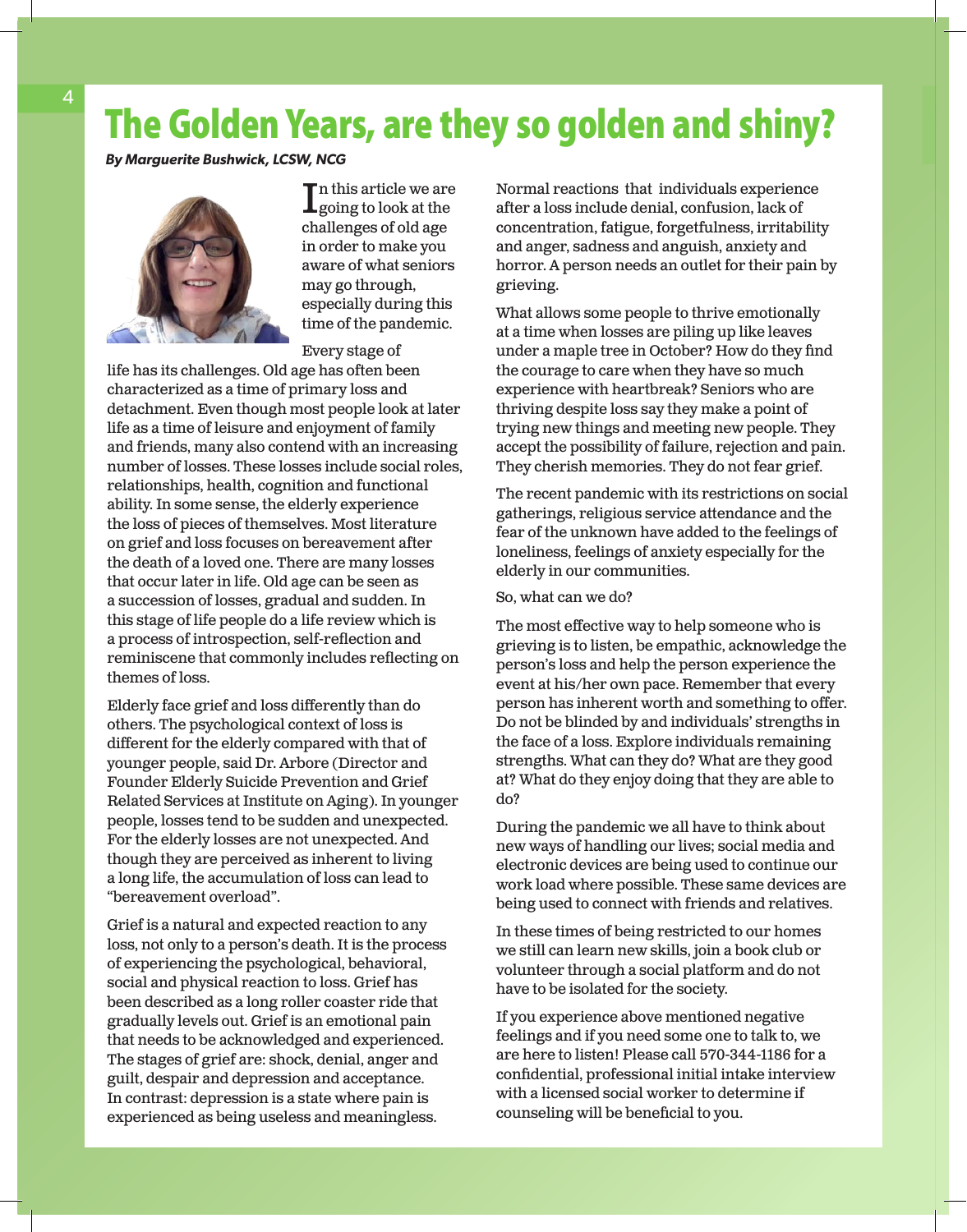# The Golden Years, are they so golden and shiny?

***By Marguerite Bushwick, LCSW, NCG***

In this article we are going to look at the challenges of old age in order to make you aware of what seniors may go through, especially during this time of the pandemic.

Every stage of life has its challenges. Old age has often been characterized as a time of primary loss and detachment. Even though most people look at later life as a time of leisure and enjoyment of family and friends, many also contend with an increasing number of losses. These losses include social roles, relationships, health, cognition and functional ability. In some sense, the elderly experience the loss of pieces of themselves. Most literature on grief and loss focuses on bereavement after the death of a loved one. There are many losses that occur later in life. Old age can be seen as a succession of losses, gradual and sudden. In this stage of life people do a life review which is a process of introspection, self-reflection and reminiscene that commonly includes reflecting on themes of loss.

Elderly face grief and loss differently than do others. The psychological context of loss is different for the elderly compared with that of younger people, said Dr. Arbore (Director and Founder Elderly Suicide Prevention and Grief Related Services at Institute on Aging). In younger people, losses tend to be sudden and unexpected. For the elderly losses are not unexpected. And though they are perceived as inherent to living a long life, the accumulation of loss can lead to "bereavement overload".

Grief is a natural and expected reaction to any loss, not only to a person's death. It is the process of experiencing the psychological, behavioral, social and physical reaction to loss. Grief has been described as a long roller coaster ride that gradually levels out. Grief is an emotional pain that needs to be acknowledged and experienced. The stages of grief are: shock, denial, anger and guilt, despair and depression and acceptance. In contrast: depression is a state where pain is experienced as being useless and meaningless.

Normal reactions that individuals experience after a loss include denial, confusion, lack of concentration, fatigue, forgetfulness, irritability and anger, sadness and anguish, anxiety and horror. A person needs an outlet for their pain by grieving.

What allows some people to thrive emotionally at a time when losses are piling up like leaves under a maple tree in October? How do they find the courage to care when they have so much experience with heartbreak? Seniors who are thriving despite loss say they make a point of trying new things and meeting new people. They accept the possibility of failure, rejection and pain. They cherish memories. They do not fear grief.

The recent pandemic with its restrictions on social gatherings, religious service attendance and the fear of the unknown have added to the feelings of loneliness, feelings of anxiety especially for the elderly in our communities.

So, what can we do?

The most effective way to help someone who is grieving is to listen, be empathic, acknowledge the person's loss and help the person experience the event at his/her own pace. Remember that every person has inherent worth and something to offer. Do not be blinded by and individuals' strengths in the face of a loss. Explore individuals remaining strengths. What can they do? What are they good at? What do they enjoy doing that they are able to do?

During the pandemic we all have to think about new ways of handling our lives; social media and electronic devices are being used to continue our work load where possible. These same devices are being used to connect with friends and relatives.

In these times of being restricted to our homes we still can learn new skills, join a book club or volunteer through a social platform and do not have to be isolated for the society.

If you experience above mentioned negative feelings and if you need some one to talk to, we are here to listen! Please call 570-344-1186 for a confidential, professional initial intake interview with a licensed social worker to determine if counseling will be beneficial to you.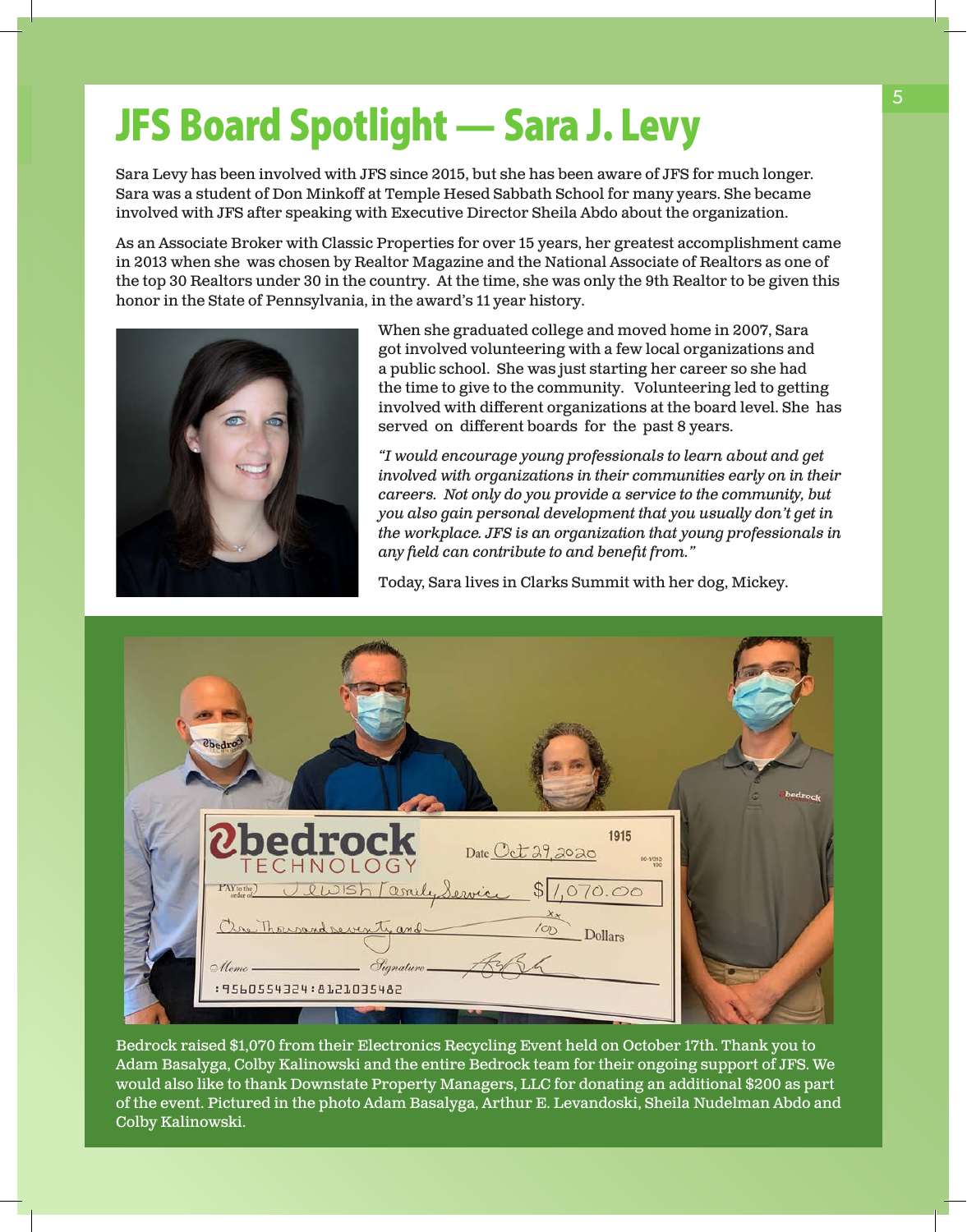# JFS Board Spotlight — Sara J. Levy

Sara Levy has been involved with JFS since 2015, but she has been aware of JFS for much longer. Sara was a student of Don Minkoff at Temple Hesed Sabbath School for many years. She became involved with JFS after speaking with Executive Director Sheila Abdo about the organization.

As an Associate Broker with Classic Properties for over 15 years, her greatest accomplishment came in 2013 when she was chosen by Realtor Magazine and the National Associate of Realtors as one of the top 30 Realtors under 30 in the country. At the time, she was only the 9th Realtor to be given this honor in the State of Pennsylvania, in the award's 11 year history.

When she graduated college and moved home in 2007, Sara got involved volunteering with a few local organizations and a public school. She was just starting her career so she had the time to give to the community. Volunteering led to getting involved with different organizations at the board level. She has served on different boards for the past 8 years.

*"I would encourage young professionals to learn about and get involved with organizations in their communities early on in their careers. Not only do you provide a service to the community, but you also gain personal development that you usually don't get in the workplace. JFS is an organization that young professionals in any field can contribute to and benefit from."*

Today, Sara lives in Clarks Summit with her dog, Mickey.

Bedrock raised $1,070 from their Electronics Recycling Event held on October 17th. Thank you to Adam Basalyga, Colby Kalinowski and the entire Bedrock team for their ongoing support of JFS. We would also like to thank Downstate Property Managers, LLC for donating an additional $200 as part of the event. Pictured in the photo Adam Basalyga, Arthur E. Levandoski, Sheila Nudelman Abdo and Colby Kalinowski.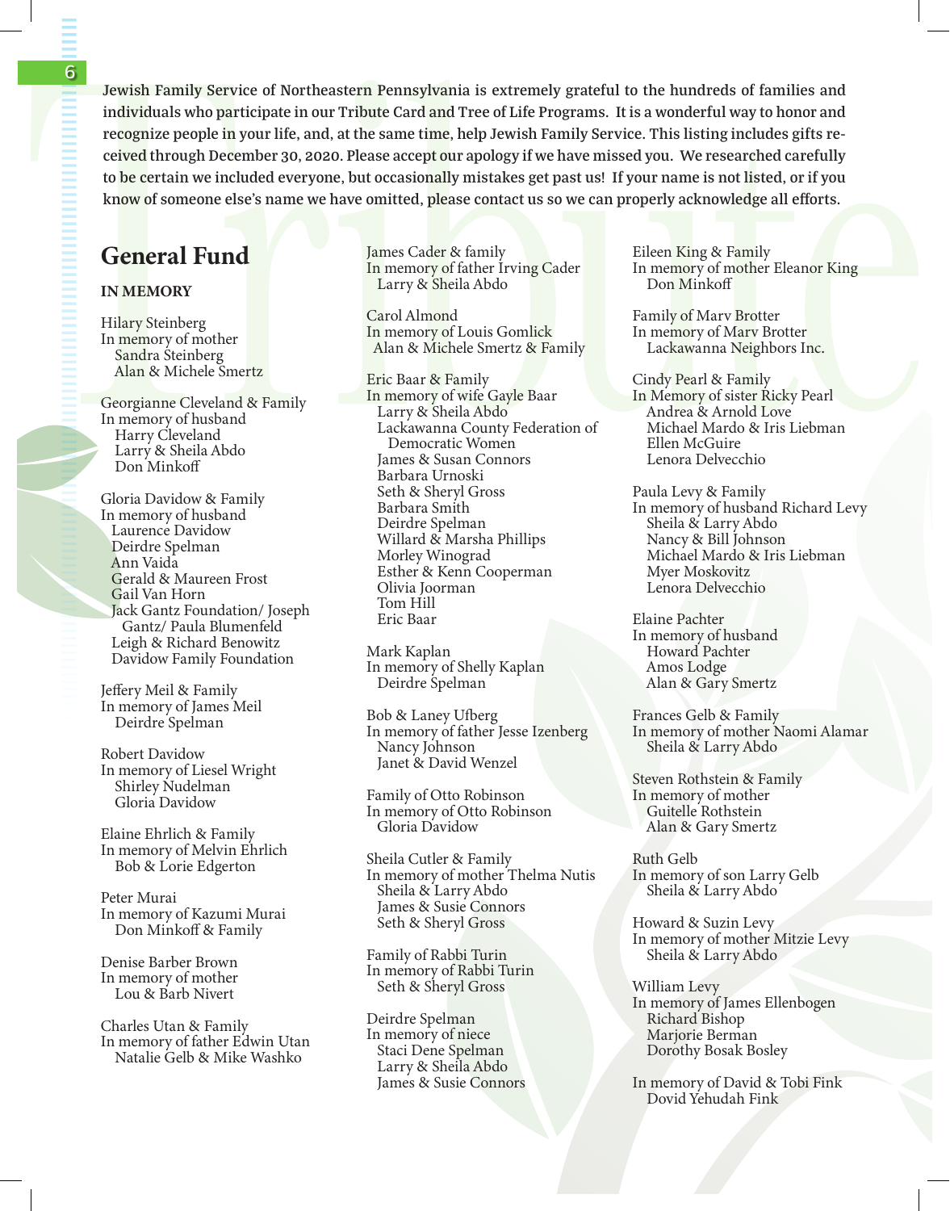Jewish Family Service of Northeastern Pennsylvania is extremely grateful to the hundreds of families and individuals who participate in our Tribute Card and Tree of Life Programs. It is a wonderful way to honor and recognize people in your life, and, at the same time, help Jewish Family Service. This listing includes gifts received through December 30, 2020. Please accept our apology if we have missed you. We researched carefully to be certain we included everyone, but occasionally mistakes get past us! If your name is not listed, or if you know of someone else's name we have omitted, please contact us so we can properly acknowledge all efforts.

## General Fund

**IN MEMORY**

Hilary Steinberg
In memory of mother
Sandra Steinberg
Alan & Michele Smertz

Georgianne Cleveland & Family
In memory of husband
Harry Cleveland
Larry & Sheila Abdo
Don Minkoff

Gloria Davidow & Family
In memory of husband
Laurence Davidow
Deirdre Spelman
Ann Vaida
Gerald & Maureen Frost
Gail Van Horn
Jack Gantz Foundation/ Joseph Gantz/ Paula Blumenfeld
Leigh & Richard Benowitz
Davidow Family Foundation

Jeffery Meil & Family
In memory of James Meil
Deirdre Spelman

Robert Davidow
In memory of Liesel Wright
Shirley Nudelman
Gloria Davidow

Elaine Ehrlich & Family
In memory of Melvin Ehrlich
Bob & Lorie Edgerton

Peter Murai
In memory of Kazumi Murai
Don Minkoff & Family

Denise Barber Brown
In memory of mother
Lou & Barb Nivert

Charles Utan & Family
In memory of father Edwin Utan
Natalie Gelb & Mike Washko

James Cader & family
In memory of father Irving Cader
Larry & Sheila Abdo

Carol Almond
In memory of Louis Gomlick
Alan & Michele Smertz & Family

Eric Baar & Family
In memory of wife Gayle Baar
Larry & Sheila Abdo
Lackawanna County Federation of Democratic Women
James & Susan Connors
Barbara Urnoski
Seth & Sheryl Gross
Barbara Smith
Deirdre Spelman
Willard & Marsha Phillips
Morley Winograd
Esther & Kenn Cooperman
Olivia Joorman
Tom Hill
Eric Baar

Mark Kaplan
In memory of Shelly Kaplan
Deirdre Spelman

Bob & Laney Ufberg
In memory of father Jesse Izenberg
Nancy Johnson
Janet & David Wenzel

Family of Otto Robinson
In memory of Otto Robinson
Gloria Davidow

Sheila Cutler & Family
In memory of mother Thelma Nutis
Sheila & Larry Abdo
James & Susie Connors
Seth & Sheryl Gross

Family of Rabbi Turin
In memory of Rabbi Turin
Seth & Sheryl Gross

Deirdre Spelman
In memory of niece
Staci Dene Spelman
Larry & Sheila Abdo
James & Susie Connors

Eileen King & Family
In memory of mother Eleanor King
Don Minkoff

Family of Marv Brotter
In memory of Marv Brotter
Lackawanna Neighbors Inc.

Cindy Pearl & Family
In Memory of sister Ricky Pearl
Andrea & Arnold Love
Michael Mardo & Iris Liebman
Ellen McGuire
Lenora Delvecchio

Paula Levy & Family
In memory of husband Richard Levy
Sheila & Larry Abdo
Nancy & Bill Johnson
Michael Mardo & Iris Liebman
Myer Moskovitz
Lenora Delvecchio

Elaine Pachter
In memory of husband
Howard Pachter
Amos Lodge
Alan & Gary Smertz

Frances Gelb & Family
In memory of mother Naomi Alamar
Sheila & Larry Abdo

Steven Rothstein & Family
In memory of mother
Guitelle Rothstein
Alan & Gary Smertz

Ruth Gelb
In memory of son Larry Gelb
Sheila & Larry Abdo

Howard & Suzin Levy
In memory of mother Mitzie Levy
Sheila & Larry Abdo

William Levy
In memory of James Ellenbogen
Richard Bishop
Marjorie Berman
Dorothy Bosak Bosley

In memory of David & Tobi Fink
Dovid Yehudah Fink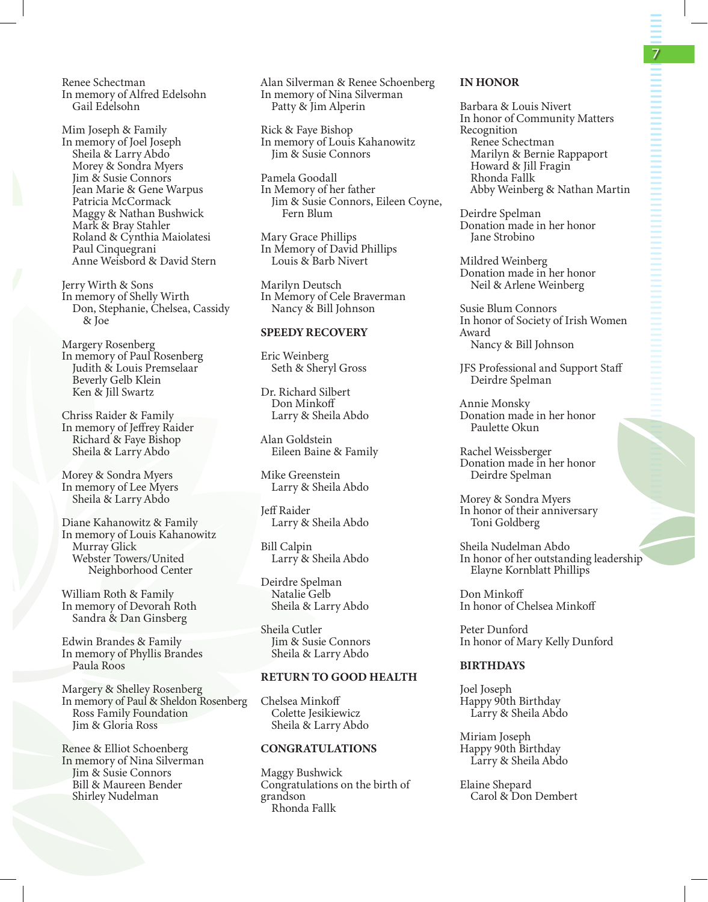Renee Schectman
In memory of Alfred Edelsohn
Gail Edelsohn

Mim Joseph & Family
In memory of Joel Joseph
Sheila & Larry Abdo
Morey & Sondra Myers
Jim & Susie Connors
Jean Marie & Gene Warpus
Patricia McCormack
Maggy & Nathan Bushwick
Mark & Bray Stahler
Roland & Cynthia Maiolatesi
Paul Cinquegrani
Anne Weisbord & David Stern

Jerry Wirth & Sons
In memory of Shelly Wirth
Don, Stephanie, Chelsea, Cassidy & Joe

Margery Rosenberg
In memory of Paul Rosenberg
Judith & Louis Premselaar
Beverly Gelb Klein
Ken & Jill Swartz

Chriss Raider & Family
In memory of Jeffrey Raider
Richard & Faye Bishop
Sheila & Larry Abdo

Morey & Sondra Myers
In memory of Lee Myers
Sheila & Larry Abdo

Diane Kahanowitz & Family
In memory of Louis Kahanowitz
Murray Glick
Webster Towers/United Neighborhood Center

William Roth & Family
In memory of Devorah Roth
Sandra & Dan Ginsberg

Edwin Brandes & Family
In memory of Phyllis Brandes
Paula Roos

Margery & Shelley Rosenberg
In memory of Paul & Sheldon Rosenberg
Ross Family Foundation
Jim & Gloria Ross

Renee & Elliot Schoenberg
In memory of Nina Silverman
Jim & Susie Connors
Bill & Maureen Bender
Shirley Nudelman

Alan Silverman & Renee Schoenberg
In memory of Nina Silverman
Patty & Jim Alperin

Rick & Faye Bishop
In memory of Louis Kahanowitz
Jim & Susie Connors

Pamela Goodall
In Memory of her father
Jim & Susie Connors, Eileen Coyne, Fern Blum

Mary Grace Phillips
In Memory of David Phillips
Louis & Barb Nivert

Marilyn Deutsch
In Memory of Cele Braverman
Nancy & Bill Johnson

## SPEEDY RECOVERY

Eric Weinberg
Seth & Sheryl Gross

Dr. Richard Silbert
Don Minkoff
Larry & Sheila Abdo

Alan Goldstein
Eileen Baine & Family

Mike Greenstein
Larry & Sheila Abdo

Jeff Raider
Larry & Sheila Abdo

Bill Calpin
Larry & Sheila Abdo

Deirdre Spelman
Natalie Gelb
Sheila & Larry Abdo

Sheila Cutler
Jim & Susie Connors
Sheila & Larry Abdo

## RETURN TO GOOD HEALTH

Chelsea Minkoff
Colette Jesikiewicz
Sheila & Larry Abdo

## CONGRATULATIONS

Maggy Bushwick
Congratulations on the birth of grandson
Rhonda Fallk

## IN HONOR

Barbara & Louis Nivert
In honor of Community Matters Recognition
Renee Schectman
Marilyn & Bernie Rappaport
Howard & Jill Fragin
Rhonda Fallk
Abby Weinberg & Nathan Martin

Deirdre Spelman
Donation made in her honor
Jane Strobino

Mildred Weinberg
Donation made in her honor
Neil & Arlene Weinberg

Susie Blum Connors
In honor of Society of Irish Women Award
Nancy & Bill Johnson

JFS Professional and Support Staff
Deirdre Spelman

Annie Monsky
Donation made in her honor
Paulette Okun

Rachel Weissberger
Donation made in her honor
Deirdre Spelman

Morey & Sondra Myers
In honor of their anniversary
Toni Goldberg

Sheila Nudelman Abdo
In honor of her outstanding leadership
Elayne Kornblatt Phillips

Don Minkoff
In honor of Chelsea Minkoff

Peter Dunford
In honor of Mary Kelly Dunford

## BIRTHDAYS

Joel Joseph
Happy 90th Birthday
Larry & Sheila Abdo

Miriam Joseph
Happy 90th Birthday
Larry & Sheila Abdo

Elaine Shepard
Carol & Don Dembert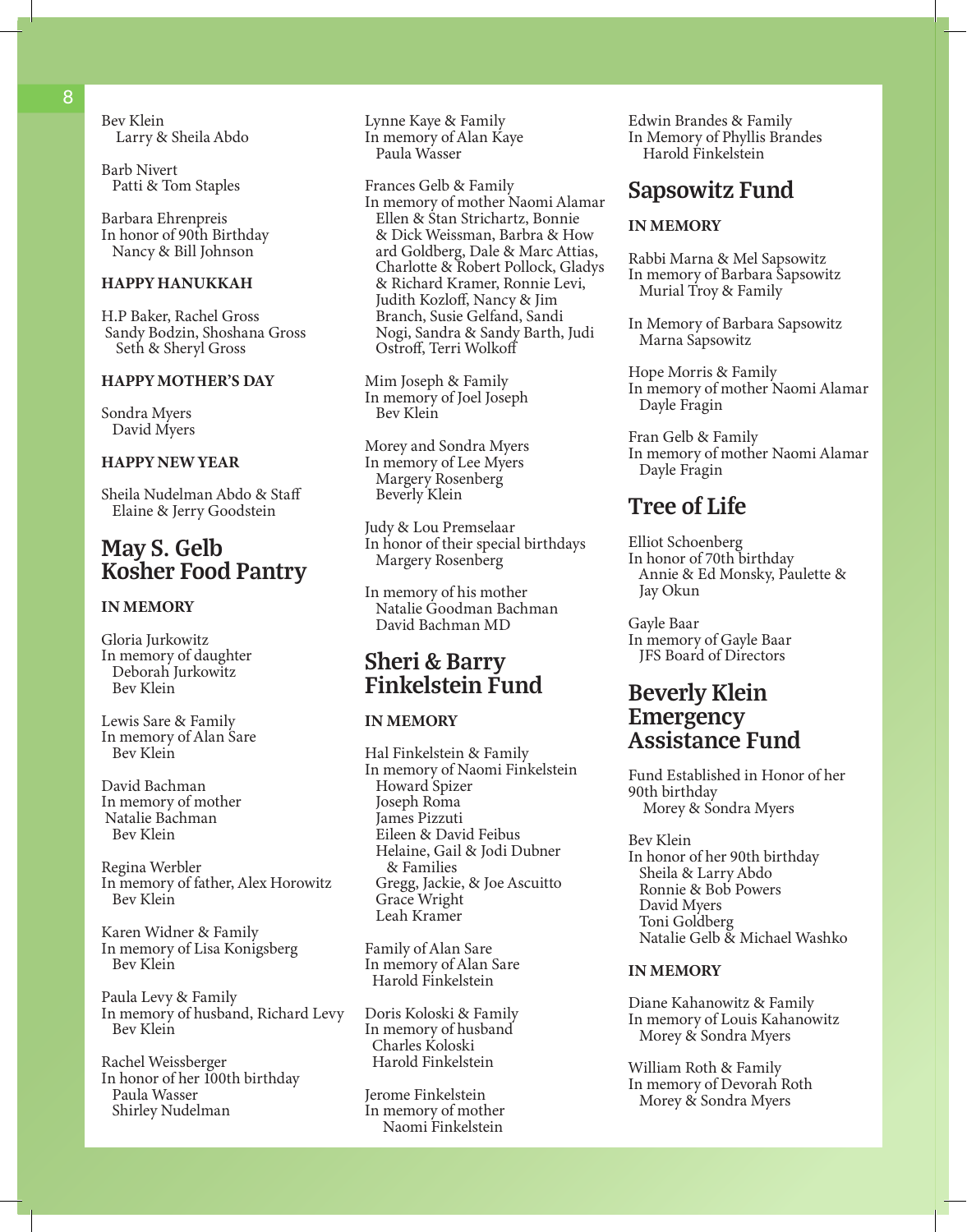Bev Klein
Larry & Sheila Abdo

Barb Nivert
Patti & Tom Staples

Barbara Ehrenpreis
In honor of 90th Birthday
Nancy & Bill Johnson

**HAPPY HANUKKAH**

H.P Baker, Rachel Gross
Sandy Bodzin, Shoshana Gross
Seth & Sheryl Gross

**HAPPY MOTHER'S DAY**

Sondra Myers
David Myers

**HAPPY NEW YEAR**

Sheila Nudelman Abdo & Staff
Elaine & Jerry Goodstein

## May S. Gelb Kosher Food Pantry

**IN MEMORY**

Gloria Jurkowitz
In memory of daughter
Deborah Jurkowitz
Bev Klein

Lewis Sare & Family
In memory of Alan Sare
Bev Klein

David Bachman
In memory of mother
Natalie Bachman
Bev Klein

Regina Werbler
In memory of father, Alex Horowitz
Bev Klein

Karen Widner & Family
In memory of Lisa Konigsberg
Bev Klein

Paula Levy & Family
In memory of husband, Richard Levy
Bev Klein

Rachel Weissberger
In honor of her 100th birthday
Paula Wasser
Shirley Nudelman

Lynne Kaye & Family
In memory of Alan Kaye
Paula Wasser

Frances Gelb & Family
In memory of mother Naomi Alamar
Ellen & Stan Strichartz, Bonnie & Dick Weissman, Barbra & Howard Goldberg, Dale & Marc Attias, Charlotte & Robert Pollock, Gladys & Richard Kramer, Ronnie Levi, Judith Kozloff, Nancy & Jim Branch, Susie Gelfand, Sandi Nogi, Sandra & Sandy Barth, Judi Ostroff, Terri Wolkoff

Mim Joseph & Family
In memory of Joel Joseph
Bev Klein

Morey and Sondra Myers
In memory of Lee Myers
Margery Rosenberg
Beverly Klein

Judy & Lou Premselaar
In honor of their special birthdays
Margery Rosenberg

In memory of his mother
Natalie Goodman Bachman
David Bachman MD

## Sheri & Barry Finkelstein Fund

**IN MEMORY**

Hal Finkelstein & Family
In memory of Naomi Finkelstein
Howard Spizer
Joseph Roma
James Pizzuti
Eileen & David Feibus
Helaine, Gail & Jodi Dubner & Families
Gregg, Jackie, & Joe Ascuitto
Grace Wright
Leah Kramer

Family of Alan Sare
In memory of Alan Sare
Harold Finkelstein

Doris Koloski & Family
In memory of husband
Charles Koloski
Harold Finkelstein

Jerome Finkelstein
In memory of mother
Naomi Finkelstein

Edwin Brandes & Family
In Memory of Phyllis Brandes
Harold Finkelstein

## Sapsowitz Fund

**IN MEMORY**

Rabbi Marna & Mel Sapsowitz
In memory of Barbara Sapsowitz
Murial Troy & Family

In Memory of Barbara Sapsowitz
Marna Sapsowitz

Hope Morris & Family
In memory of mother Naomi Alamar
Dayle Fragin

Fran Gelb & Family
In memory of mother Naomi Alamar
Dayle Fragin

## Tree of Life

Elliot Schoenberg
In honor of 70th birthday
Annie & Ed Monsky, Paulette & Jay Okun

Gayle Baar
In memory of Gayle Baar
JFS Board of Directors

## Beverly Klein Emergency Assistance Fund

Fund Established in Honor of her 90th birthday
Morey & Sondra Myers

Bev Klein
In honor of her 90th birthday
Sheila & Larry Abdo
Ronnie & Bob Powers
David Myers
Toni Goldberg
Natalie Gelb & Michael Washko

**IN MEMORY**

Diane Kahanowitz & Family
In memory of Louis Kahanowitz
Morey & Sondra Myers

William Roth & Family
In memory of Devorah Roth
Morey & Sondra Myers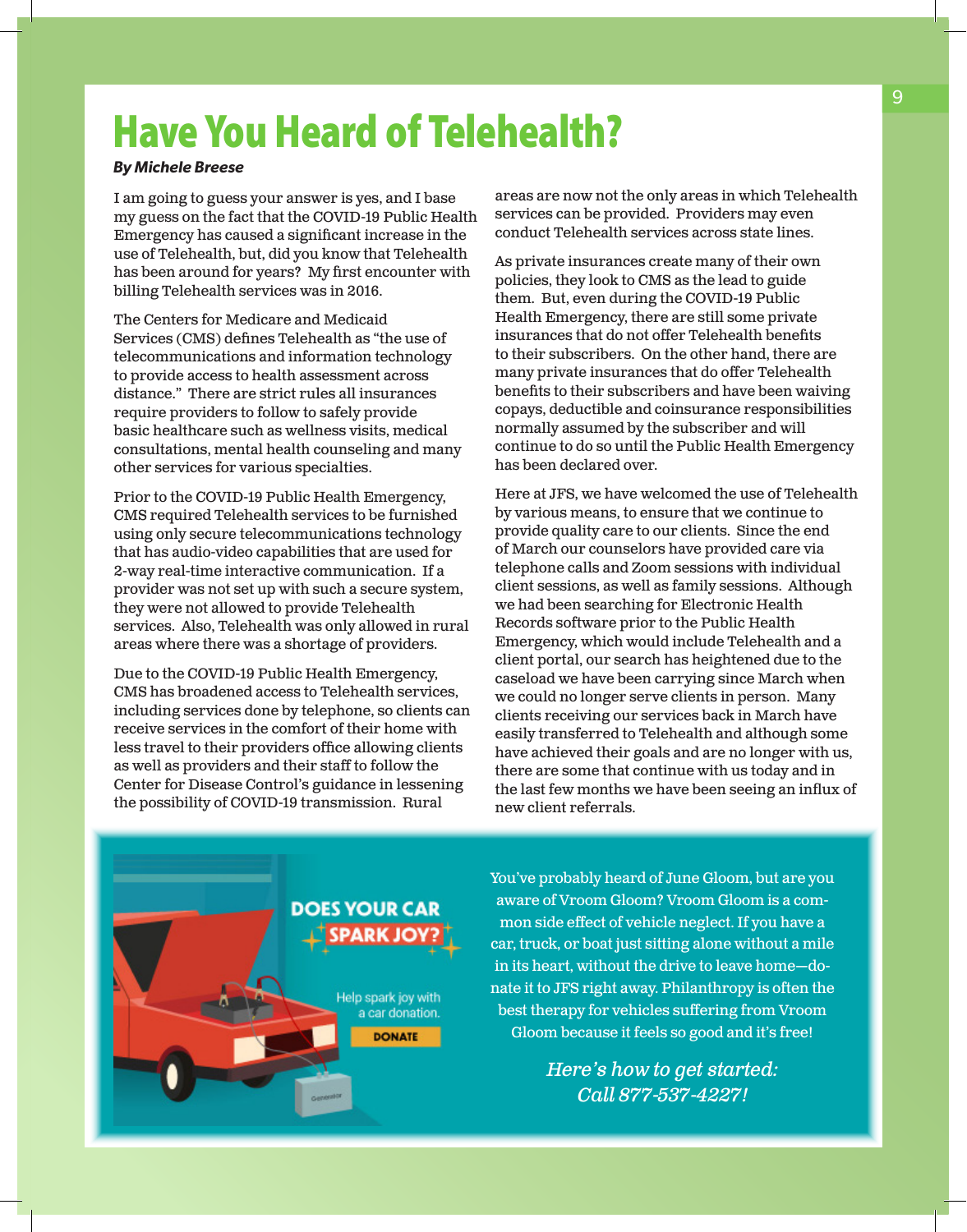# Have You Heard of Telehealth?

***By Michele Breese***

I am going to guess your answer is yes, and I base my guess on the fact that the COVID-19 Public Health Emergency has caused a significant increase in the use of Telehealth, but, did you know that Telehealth has been around for years? My first encounter with billing Telehealth services was in 2016.

The Centers for Medicare and Medicaid Services (CMS) defines Telehealth as "the use of telecommunications and information technology to provide access to health assessment across distance." There are strict rules all insurances require providers to follow to safely provide basic healthcare such as wellness visits, medical consultations, mental health counseling and many other services for various specialties.

Prior to the COVID-19 Public Health Emergency, CMS required Telehealth services to be furnished using only secure telecommunications technology that has audio-video capabilities that are used for 2-way real-time interactive communication. If a provider was not set up with such a secure system, they were not allowed to provide Telehealth services. Also, Telehealth was only allowed in rural areas where there was a shortage of providers.

Due to the COVID-19 Public Health Emergency, CMS has broadened access to Telehealth services, including services done by telephone, so clients can receive services in the comfort of their home with less travel to their providers office allowing clients as well as providers and their staff to follow the Center for Disease Control's guidance in lessening the possibility of COVID-19 transmission. Rural areas are now not the only areas in which Telehealth services can be provided. Providers may even conduct Telehealth services across state lines.

As private insurances create many of their own policies, they look to CMS as the lead to guide them. But, even during the COVID-19 Public Health Emergency, there are still some private insurances that do not offer Telehealth benefits to their subscribers. On the other hand, there are many private insurances that do offer Telehealth benefits to their subscribers and have been waiving copays, deductible and coinsurance responsibilities normally assumed by the subscriber and will continue to do so until the Public Health Emergency has been declared over.

Here at JFS, we have welcomed the use of Telehealth by various means, to ensure that we continue to provide quality care to our clients. Since the end of March our counselors have provided care via telephone calls and Zoom sessions with individual client sessions, as well as family sessions. Although we had been searching for Electronic Health Records software prior to the Public Health Emergency, which would include Telehealth and a client portal, our search has heightened due to the caseload we have been carrying since March when we could no longer serve clients in person. Many clients receiving our services back in March have easily transferred to Telehealth and although some have achieved their goals and are no longer with us, there are some that continue with us today and in the last few months we have been seeing an influx of new client referrals.

**DOES YOUR CAR SPARK JOY?**

Help spark joy with a car donation.

**DONATE**

You've probably heard of June Gloom, but are you aware of Vroom Gloom? Vroom Gloom is a common side effect of vehicle neglect. If you have a car, truck, or boat just sitting alone without a mile in its heart, without the drive to leave home—donate it to JFS right away. Philanthropy is often the best therapy for vehicles suffering from Vroom Gloom because it feels so good and it's free!

*Here's how to get started: Call 877-537-4227!*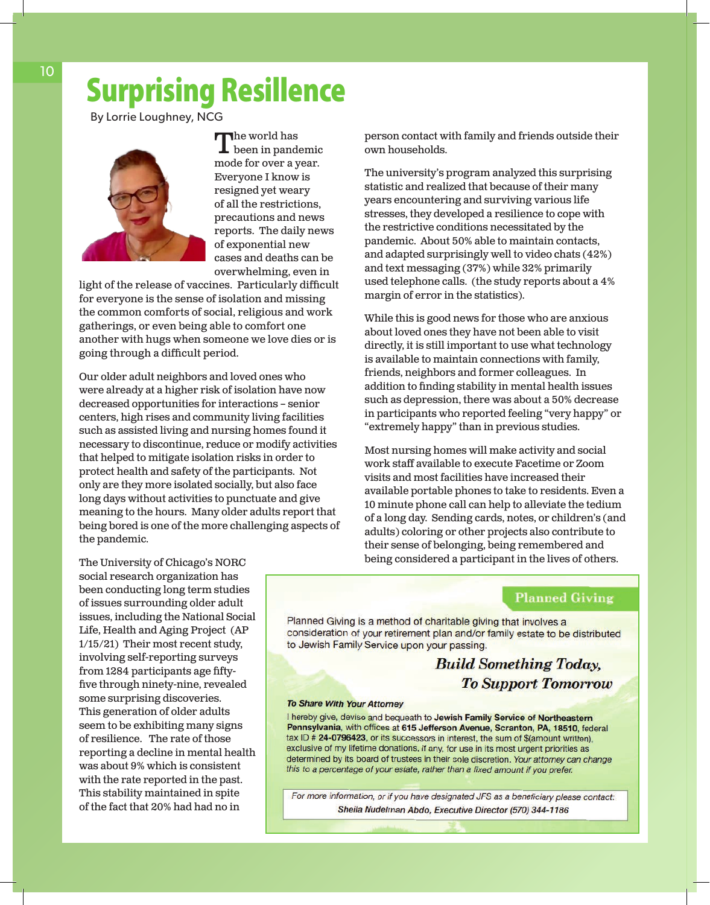# Surprising Resilience

By Lorrie Loughney, NCG

The world has been in pandemic mode for over a year. Everyone I know is resigned yet weary of all the restrictions, precautions and news reports. The daily news of exponential new cases and deaths can be overwhelming, even in light of the release of vaccines. Particularly difficult for everyone is the sense of isolation and missing the common comforts of social, religious and work gatherings, or even being able to comfort one another with hugs when someone we love dies or is going through a difficult period.

Our older adult neighbors and loved ones who were already at a higher risk of isolation have now decreased opportunities for interactions – senior centers, high rises and community living facilities such as assisted living and nursing homes found it necessary to discontinue, reduce or modify activities that helped to mitigate isolation risks in order to protect health and safety of the participants. Not only are they more isolated socially, but also face long days without activities to punctuate and give meaning to the hours. Many older adults report that being bored is one of the more challenging aspects of the pandemic.

The University of Chicago's NORC social research organization has been conducting long term studies of issues surrounding older adult issues, including the National Social Life, Health and Aging Project (AP 1/15/21) Their most recent study, involving self-reporting surveys from 1284 participants age fifty-five through ninety-nine, revealed some surprising discoveries. This generation of older adults seem to be exhibiting many signs of resilience. The rate of those reporting a decline in mental health was about 9% which is consistent with the rate reported in the past. This stability maintained in spite of the fact that 20% had had no in person contact with family and friends outside their own households.

The university's program analyzed this surprising statistic and realized that because of their many years encountering and surviving various life stresses, they developed a resilience to cope with the restrictive conditions necessitated by the pandemic. About 50% able to maintain contacts, and adapted surprisingly well to video chats (42%) and text messaging (37%) while 32% primarily used telephone calls. (the study reports about a 4% margin of error in the statistics).

While this is good news for those who are anxious about loved ones they have not been able to visit directly, it is still important to use what technology is available to maintain connections with family, friends, neighbors and former colleagues. In addition to finding stability in mental health issues such as depression, there was about a 50% decrease in participants who reported feeling "very happy" or "extremely happy" than in previous studies.

Most nursing homes will make activity and social work staff available to execute Facetime or Zoom visits and most facilities have increased their available portable phones to take to residents. Even a 10 minute phone call can help to alleviate the tedium of a long day. Sending cards, notes, or children's (and adults) coloring or other projects also contribute to their sense of belonging, being remembered and being considered a participant in the lives of others.

---

**Planned Giving**

Planned Giving is a method of charitable giving that involves a consideration of your retirement plan and/or family estate to be distributed to Jewish Family Service upon your passing.

***Build Something Today, To Support Tomorrow***

***To Share With Your Attorney***

I hereby give, devise and bequeath to **Jewish Family Service of Northeastern Pennsylvania**, with offices at **615 Jefferson Avenue, Scranton, PA, 18510**, federal tax ID # **24-0796423**, or its successors in interest, the sum of $(amount written), exclusive of my lifetime donations, if any, for use in its most urgent priorities as determined by its board of trustees in their sole discretion. *Your attorney can change this to a percentage of your estate, rather than a fixed amount if you prefer.*

*For more information, or if you have designated JFS as a beneficiary please contact:*
***Sheila Nudelman Abdo, Executive Director (570) 344-1186***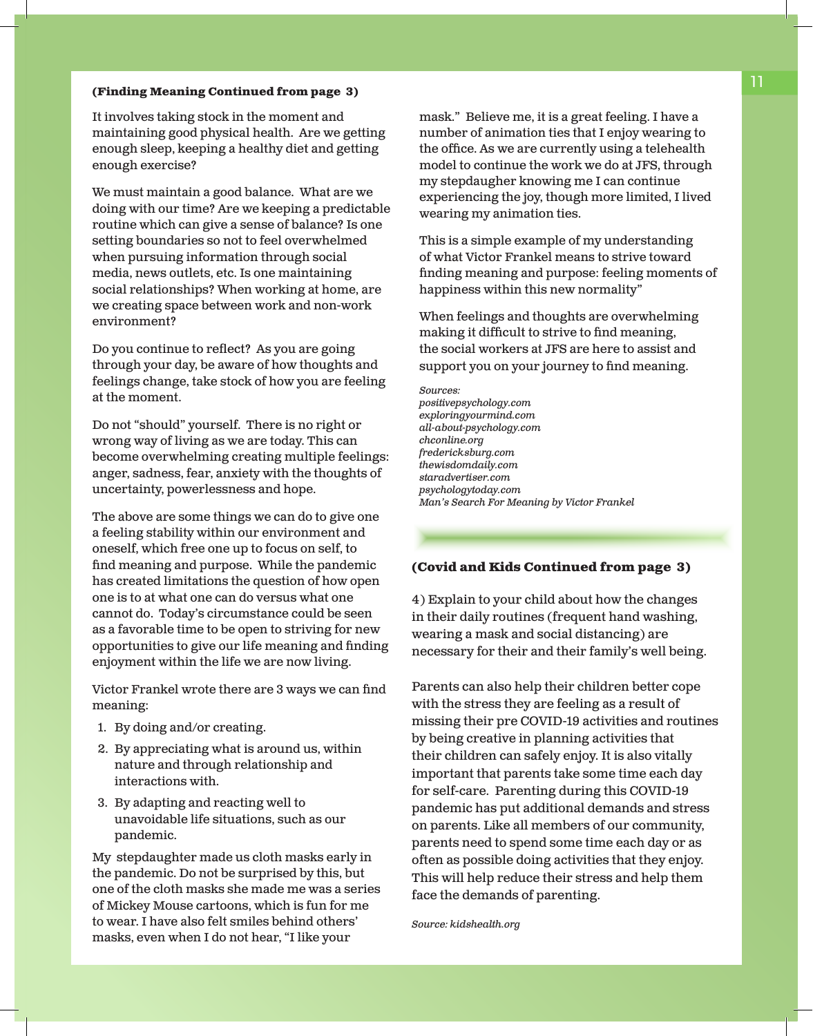**(Finding Meaning Continued from page 3)**

It involves taking stock in the moment and maintaining good physical health. Are we getting enough sleep, keeping a healthy diet and getting enough exercise?

We must maintain a good balance. What are we doing with our time? Are we keeping a predictable routine which can give a sense of balance? Is one setting boundaries so not to feel overwhelmed when pursuing information through social media, news outlets, etc. Is one maintaining social relationships? When working at home, are we creating space between work and non-work environment?

Do you continue to reflect? As you are going through your day, be aware of how thoughts and feelings change, take stock of how you are feeling at the moment.

Do not "should" yourself. There is no right or wrong way of living as we are today. This can become overwhelming creating multiple feelings: anger, sadness, fear, anxiety with the thoughts of uncertainty, powerlessness and hope.

The above are some things we can do to give one a feeling stability within our environment and oneself, which free one up to focus on self, to find meaning and purpose. While the pandemic has created limitations the question of how open one is to at what one can do versus what one cannot do. Today's circumstance could be seen as a favorable time to be open to striving for new opportunities to give our life meaning and finding enjoyment within the life we are now living.

Victor Frankel wrote there are 3 ways we can find meaning:

1. By doing and/or creating.
2. By appreciating what is around us, within nature and through relationship and interactions with.
3. By adapting and reacting well to unavoidable life situations, such as our pandemic.

My stepdaughter made us cloth masks early in the pandemic. Do not be surprised by this, but one of the cloth masks she made me was a series of Mickey Mouse cartoons, which is fun for me to wear. I have also felt smiles behind others' masks, even when I do not hear, "I like your mask." Believe me, it is a great feeling. I have a number of animation ties that I enjoy wearing to the office. As we are currently using a telehealth model to continue the work we do at JFS, through my stepdaughter knowing me I can continue experiencing the joy, though more limited, I lived wearing my animation ties.

This is a simple example of my understanding of what Victor Frankel means to strive toward finding meaning and purpose: feeling moments of happiness within this new normality"

When feelings and thoughts are overwhelming making it difficult to strive to find meaning, the social workers at JFS are here to assist and support you on your journey to find meaning.

*Sources:*
*positivepsychology.com*
*exploringyourmind.com*
*all-about-psychology.com*
*chconline.org*
*fredericksburg.com*
*thewisdomdaily.com*
*staradvertiser.com*
*psychologytoday.com*
*Man's Search For Meaning by Victor Frankel*

**(Covid and Kids Continued from page 3)**

4) Explain to your child about how the changes in their daily routines (frequent hand washing, wearing a mask and social distancing) are necessary for their and their family's well being.

Parents can also help their children better cope with the stress they are feeling as a result of missing their pre COVID-19 activities and routines by being creative in planning activities that their children can safely enjoy. It is also vitally important that parents take some time each day for self-care. Parenting during this COVID-19 pandemic has put additional demands and stress on parents. Like all members of our community, parents need to spend some time each day or as often as possible doing activities that they enjoy. This will help reduce their stress and help them face the demands of parenting.

*Source: kidshealth.org*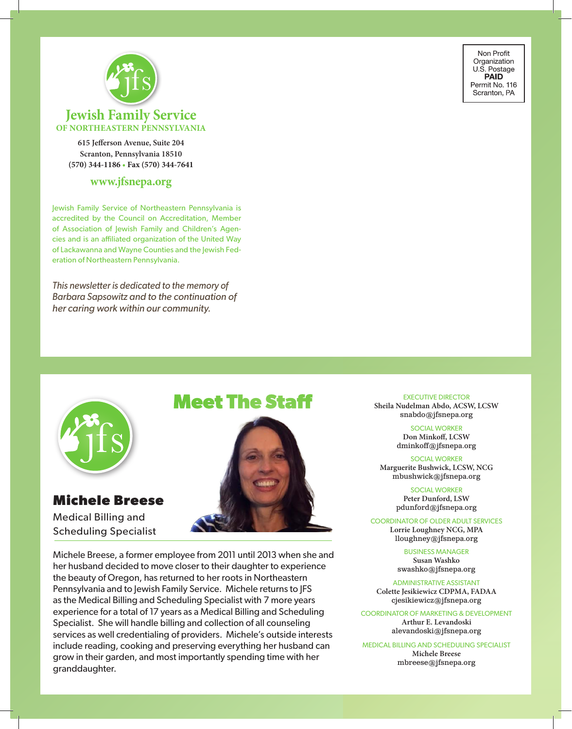# Jewish Family Service

**OF NORTHEASTERN PENNSYLVANIA**

615 Jefferson Avenue, Suite 204
Scranton, Pennsylvania 18510
(570) 344-1186 • Fax (570) 344-7641

**www.jfsnepa.org**

Non Profit Organization
U.S. Postage
**PAID**
Permit No. 116
Scranton, PA

Jewish Family Service of Northeastern Pennsylvania is accredited by the Council on Accreditation, Member of Association of Jewish Family and Children's Agencies and is an affiliated organization of the United Way of Lackawanna and Wayne Counties and the Jewish Federation of Northeastern Pennsylvania.

*This newsletter is dedicated to the memory of Barbara Sapsowitz and to the continuation of her caring work within our community.*

## Meet The Staff

### Michele Breese

Medical Billing and Scheduling Specialist

Michele Breese, a former employee from 2011 until 2013 when she and her husband decided to move closer to their daughter to experience the beauty of Oregon, has returned to her roots in Northeastern Pennsylvania and to Jewish Family Service. Michele returns to JFS as the Medical Billing and Scheduling Specialist with 7 more years experience for a total of 17 years as a Medical Billing and Scheduling Specialist. She will handle billing and collection of all counseling services as well credentialing of providers. Michele's outside interests include reading, cooking and preserving everything her husband can grow in their garden, and most importantly spending time with her granddaughter.

EXECUTIVE DIRECTOR
**Sheila Nudelman Abdo, ACSW, LCSW**
snabdo@jfsnepa.org

SOCIAL WORKER
**Don Minkoff, LCSW**
dminkoff@jfsnepa.org

SOCIAL WORKER
**Marguerite Bushwick, LCSW, NCG**
mbushwick@jfsnepa.org

SOCIAL WORKER
**Peter Dunford, LSW**
pdunford@jfsnepa.org

COORDINATOR OF OLDER ADULT SERVICES
**Lorrie Loughney NCG, MPA**
lloughney@jfsnepa.org

BUSINESS MANAGER
**Susan Washko**
swashko@jfsnepa.org

ADMINISTRATIVE ASSISTANT
**Colette Jesikiewicz CDPMA, FADAA**
cjesikiewicz@jfsnepa.org

COORDINATOR OF MARKETING & DEVELOPMENT
**Arthur E. Levandoski**
alevandoski@jfsnepa.org

MEDICAL BILLING AND SCHEDULING SPECIALIST
**Michele Breese**
mbreese@jfsnepa.org